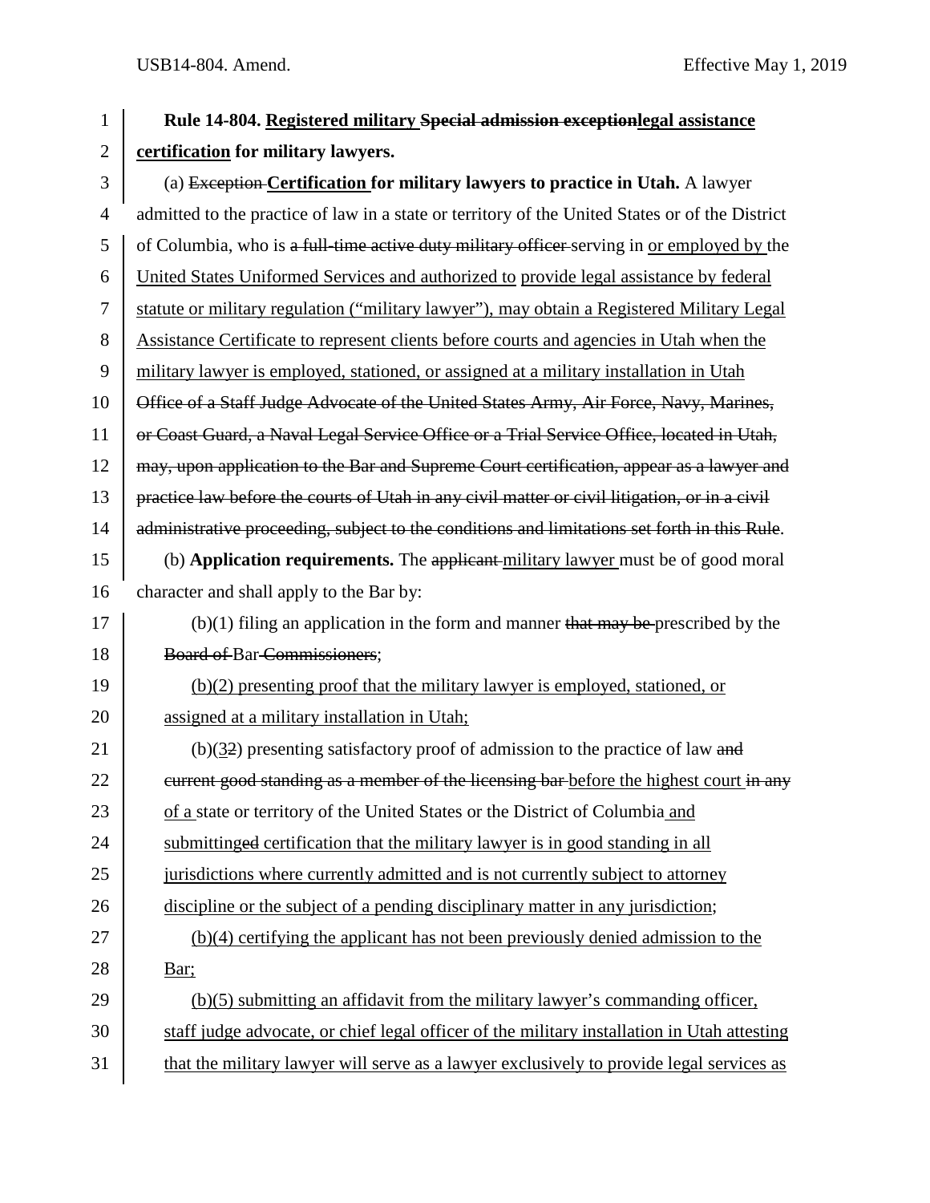**Rule 14-804. Registered military ~~Special admission exception~~legal assistance certification for military lawyers.**

(a) ~~Exception~~ **Certification for military lawyers to practice in Utah.** A lawyer admitted to the practice of law in a state or territory of the United States or of the District of Columbia, who is ~~a full-time active duty military officer~~ serving in or employed by the United States Uniformed Services and authorized to provide legal assistance by federal statute or military regulation ("military lawyer"), may obtain a Registered Military Legal Assistance Certificate to represent clients before courts and agencies in Utah when the military lawyer is employed, stationed, or assigned at a military installation in Utah ~~Office of a Staff Judge Advocate of the United States Army, Air Force, Navy, Marines, or Coast Guard, a Naval Legal Service Office or a Trial Service Office, located in Utah, may, upon application to the Bar and Supreme Court certification, appear as a lawyer and practice law before the courts of Utah in any civil matter or civil litigation, or in a civil administrative proceeding, subject to the conditions and limitations set forth in this Rule~~.

(b) **Application requirements.** The ~~applicant~~ military lawyer must be of good moral character and shall apply to the Bar by:

(b)(1) filing an application in the form and manner ~~that may be~~ prescribed by the ~~Board of~~ Bar ~~Commissioners~~;

(b)(2) presenting proof that the military lawyer is employed, stationed, or assigned at a military installation in Utah;

(b)(3~~2~~) presenting satisfactory proof of admission to the practice of law ~~and current good standing as a member of the licensing bar~~ before the highest court ~~in any~~ of a state or territory of the United States or the District of Columbia and submitting~~ed~~ certification that the military lawyer is in good standing in all jurisdictions where currently admitted and is not currently subject to attorney discipline or the subject of a pending disciplinary matter in any jurisdiction;

(b)(4) certifying the applicant has not been previously denied admission to the Bar;

(b)(5) submitting an affidavit from the military lawyer's commanding officer, staff judge advocate, or chief legal officer of the military installation in Utah attesting that the military lawyer will serve as a lawyer exclusively to provide legal services as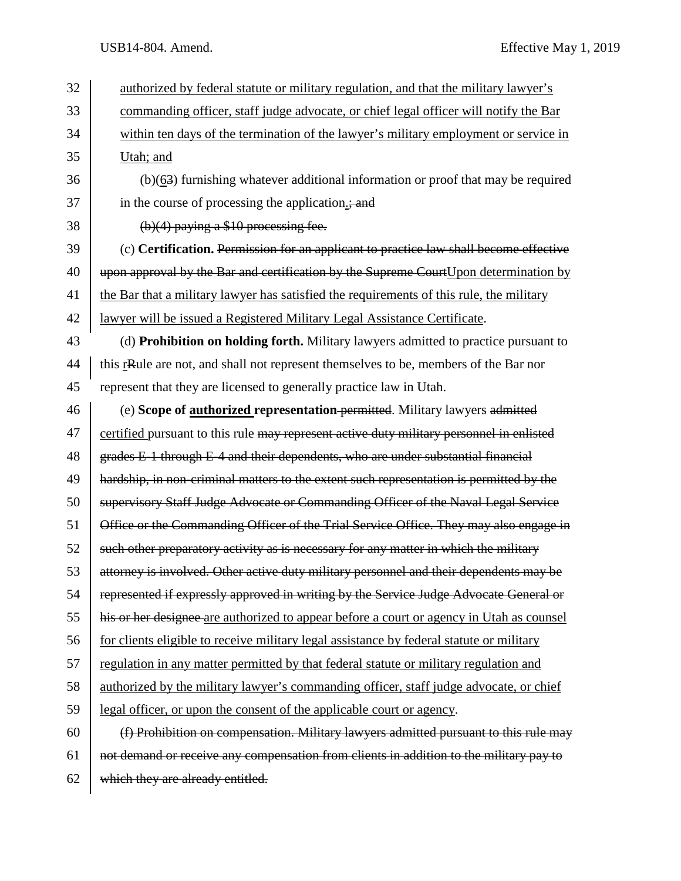authorized by federal statute or military regulation, and that the military lawyer's commanding officer, staff judge advocate, or chief legal officer will notify the Bar within ten days of the termination of the lawyer's military employment or service in Utah; and

(b)(63) furnishing whatever additional information or proof that may be required in the course of processing the application.; and

~~(b)(4) paying a $10 processing fee.~~

(c) **Certification.** ~~Permission for an applicant to practice law shall become effective upon approval by the Bar and certification by the Supreme Court~~Upon determination by the Bar that a military lawyer has satisfied the requirements of this rule, the military lawyer will be issued a Registered Military Legal Assistance Certificate.

(d) **Prohibition on holding forth.** Military lawyers admitted to practice pursuant to this rRule are not, and shall not represent themselves to be, members of the Bar nor represent that they are licensed to generally practice law in Utah.

(e) **Scope of authorized representation ~~permitted~~**. Military lawyers ~~admitted~~ certified pursuant to this rule ~~may represent active duty military personnel in enlisted grades E-1 through E-4 and their dependents, who are under substantial financial hardship, in non-criminal matters to the extent such representation is permitted by the supervisory Staff Judge Advocate or Commanding Officer of the Naval Legal Service Office or the Commanding Officer of the Trial Service Office. They may also engage in such other preparatory activity as is necessary for any matter in which the military attorney is involved. Other active duty military personnel and their dependents may be represented if expressly approved in writing by the Service Judge Advocate General or his or her designee~~ are authorized to appear before a court or agency in Utah as counsel for clients eligible to receive military legal assistance by federal statute or military regulation in any matter permitted by that federal statute or military regulation and authorized by the military lawyer's commanding officer, staff judge advocate, or chief legal officer, or upon the consent of the applicable court or agency.

~~(f) Prohibition on compensation. Military lawyers admitted pursuant to this rule may not demand or receive any compensation from clients in addition to the military pay to which they are already entitled.~~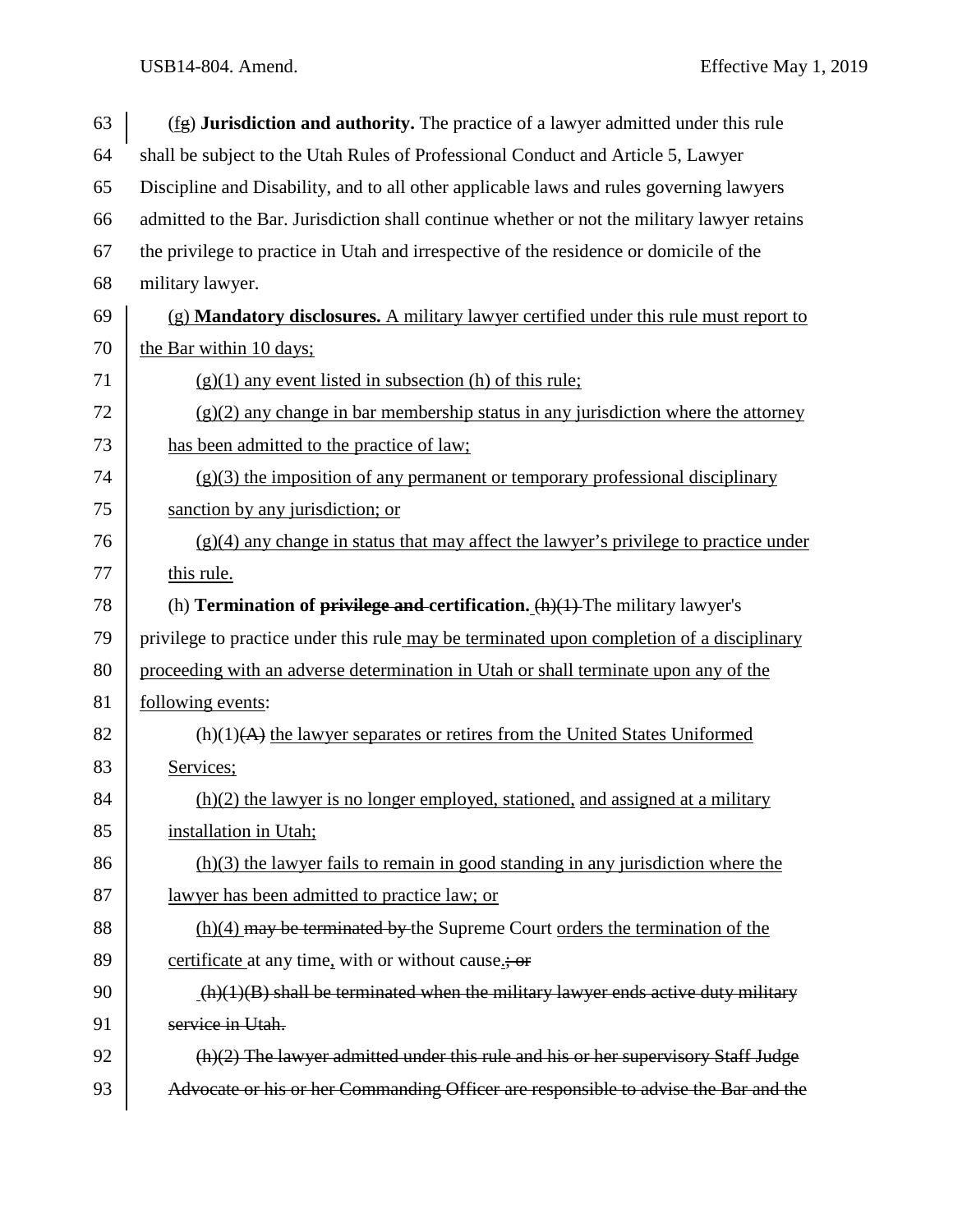(~~f~~g) **Jurisdiction and authority.** The practice of a lawyer admitted under this rule shall be subject to the Utah Rules of Professional Conduct and Article 5, Lawyer Discipline and Disability, and to all other applicable laws and rules governing lawyers admitted to the Bar. Jurisdiction shall continue whether or not the military lawyer retains the privilege to practice in Utah and irrespective of the residence or domicile of the military lawyer.

(g) **Mandatory disclosures.** A military lawyer certified under this rule must report to the Bar within 10 days;

(g)(1) any event listed in subsection (h) of this rule;

(g)(2) any change in bar membership status in any jurisdiction where the attorney has been admitted to the practice of law;

(g)(3) the imposition of any permanent or temporary professional disciplinary sanction by any jurisdiction; or

(g)(4) any change in status that may affect the lawyer's privilege to practice under this rule.

(h) **Termination of ~~privilege and~~ certification.** ~~(h)(1)~~ The military lawyer's privilege to practice under this rule may be terminated upon completion of a disciplinary proceeding with an adverse determination in Utah or shall terminate upon any of the following events:

(h)(1)~~(A)~~ the lawyer separates or retires from the United States Uniformed Services;

(h)(2) the lawyer is no longer employed, stationed, and assigned at a military installation in Utah;

(h)(3) the lawyer fails to remain in good standing in any jurisdiction where the lawyer has been admitted to practice law; or

(h)(4) ~~may be terminated by~~ the Supreme Court orders the termination of the certificate at any time, with or without cause.~~; or~~

~~(h)(1)(B) shall be terminated when the military lawyer ends active duty military service in Utah.~~

~~(h)(2) The lawyer admitted under this rule and his or her supervisory Staff Judge Advocate or his or her Commanding Officer are responsible to advise the Bar and the~~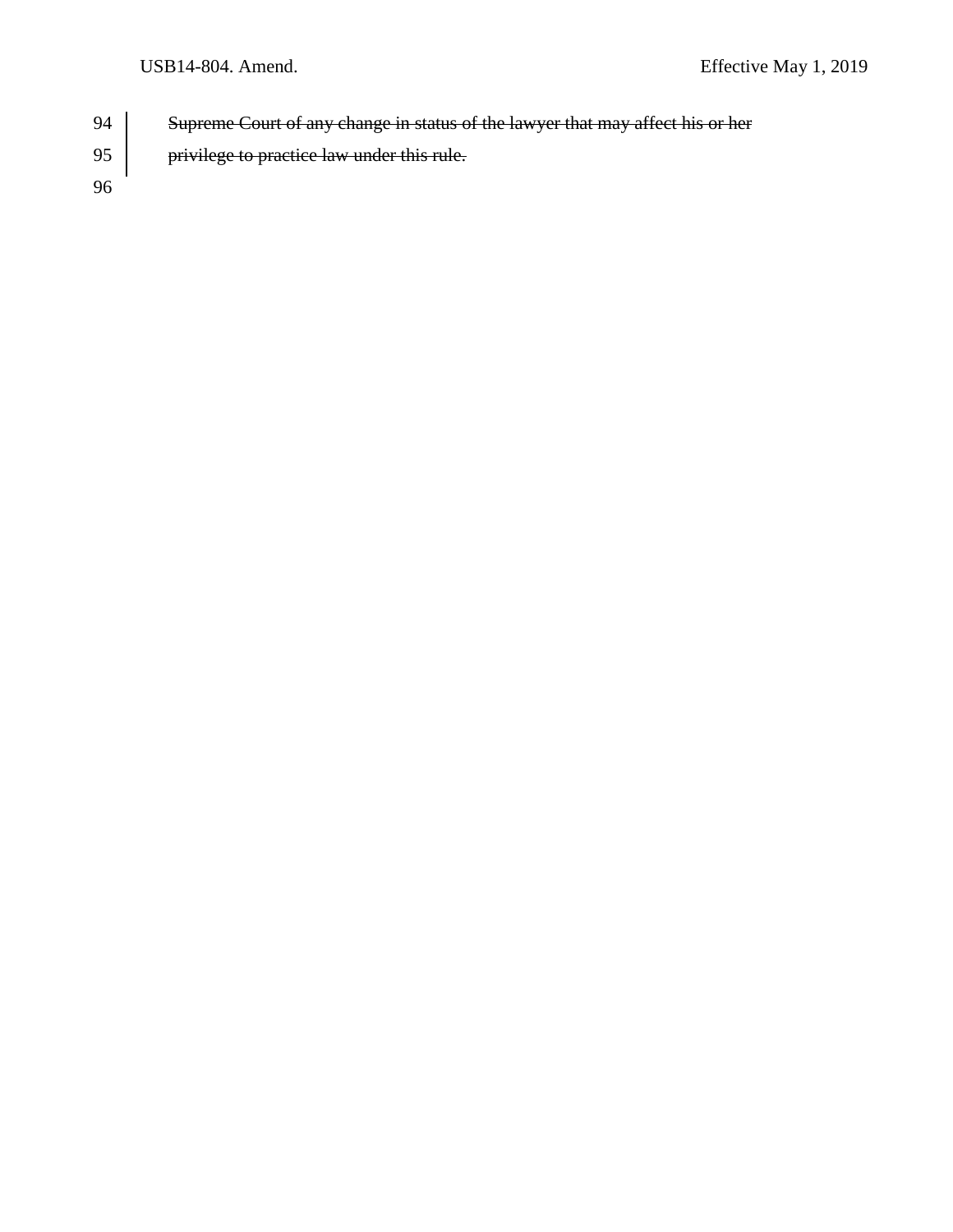~~Supreme Court of any change in status of the lawyer that may affect his or her privilege to practice law under this rule.~~